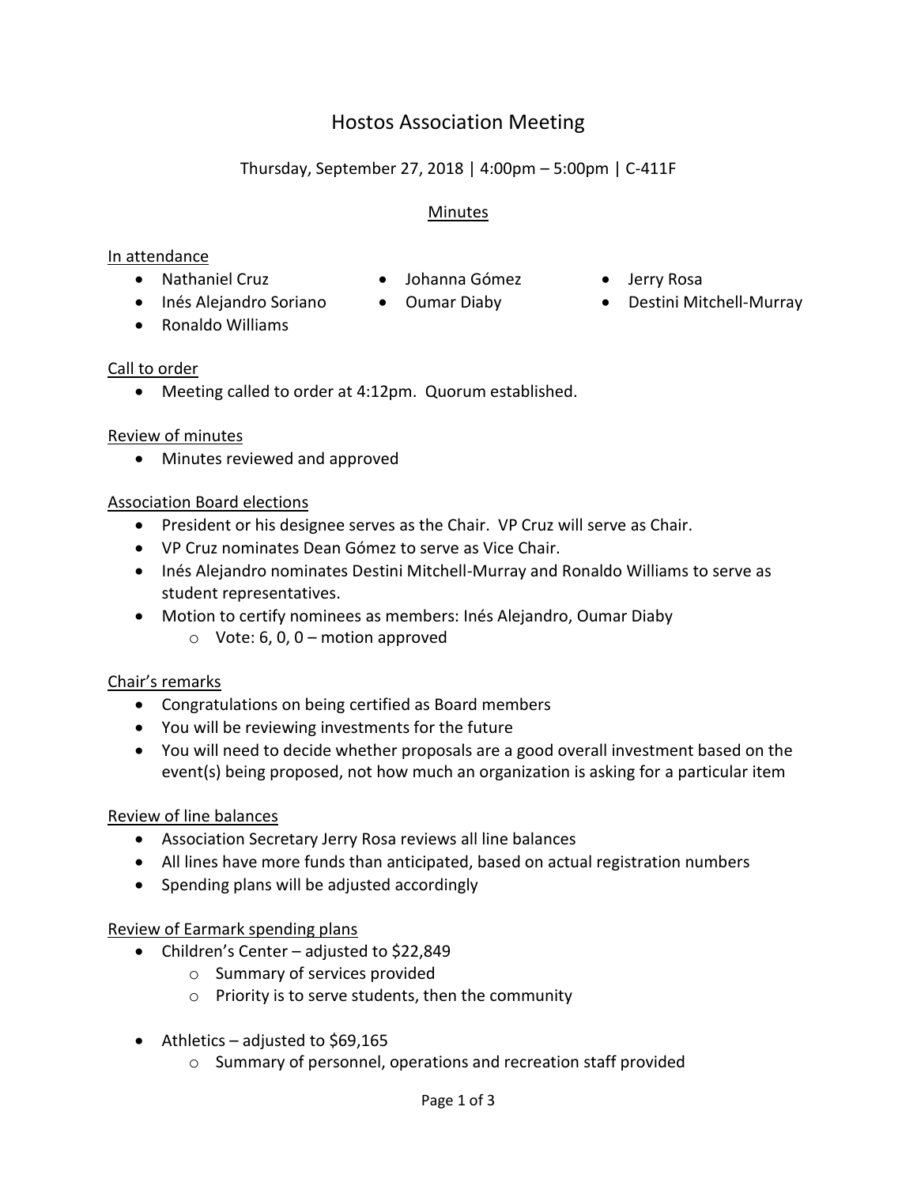# Hostos Association Meeting

Thursday, September 27, 2018 | 4:00pm – 5:00pm | C-411F

## Minutes

### In attendance

- Nathaniel Cruz
- Inés Alejandro Soriano
- Ronaldo Williams
- Johanna Gómez
- Oumar Diaby
- Jerry Rosa
- Destini Mitchell-Murray

### Call to order

- Meeting called to order at 4:12pm. Quorum established.

### Review of minutes

- Minutes reviewed and approved

### Association Board elections

- President or his designee serves as the Chair. VP Cruz will serve as Chair.
- VP Cruz nominates Dean Gómez to serve as Vice Chair.
- Inés Alejandro nominates Destini Mitchell-Murray and Ronaldo Williams to serve as student representatives.
- Motion to certify nominees as members: Inés Alejandro, Oumar Diaby
  - Vote: 6, 0, 0 – motion approved

### Chair's remarks

- Congratulations on being certified as Board members
- You will be reviewing investments for the future
- You will need to decide whether proposals are a good overall investment based on the event(s) being proposed, not how much an organization is asking for a particular item

### Review of line balances

- Association Secretary Jerry Rosa reviews all line balances
- All lines have more funds than anticipated, based on actual registration numbers
- Spending plans will be adjusted accordingly

### Review of Earmark spending plans

- Children's Center – adjusted to $22,849
  - Summary of services provided
  - Priority is to serve students, then the community

- Athletics – adjusted to $69,165
  - Summary of personnel, operations and recreation staff provided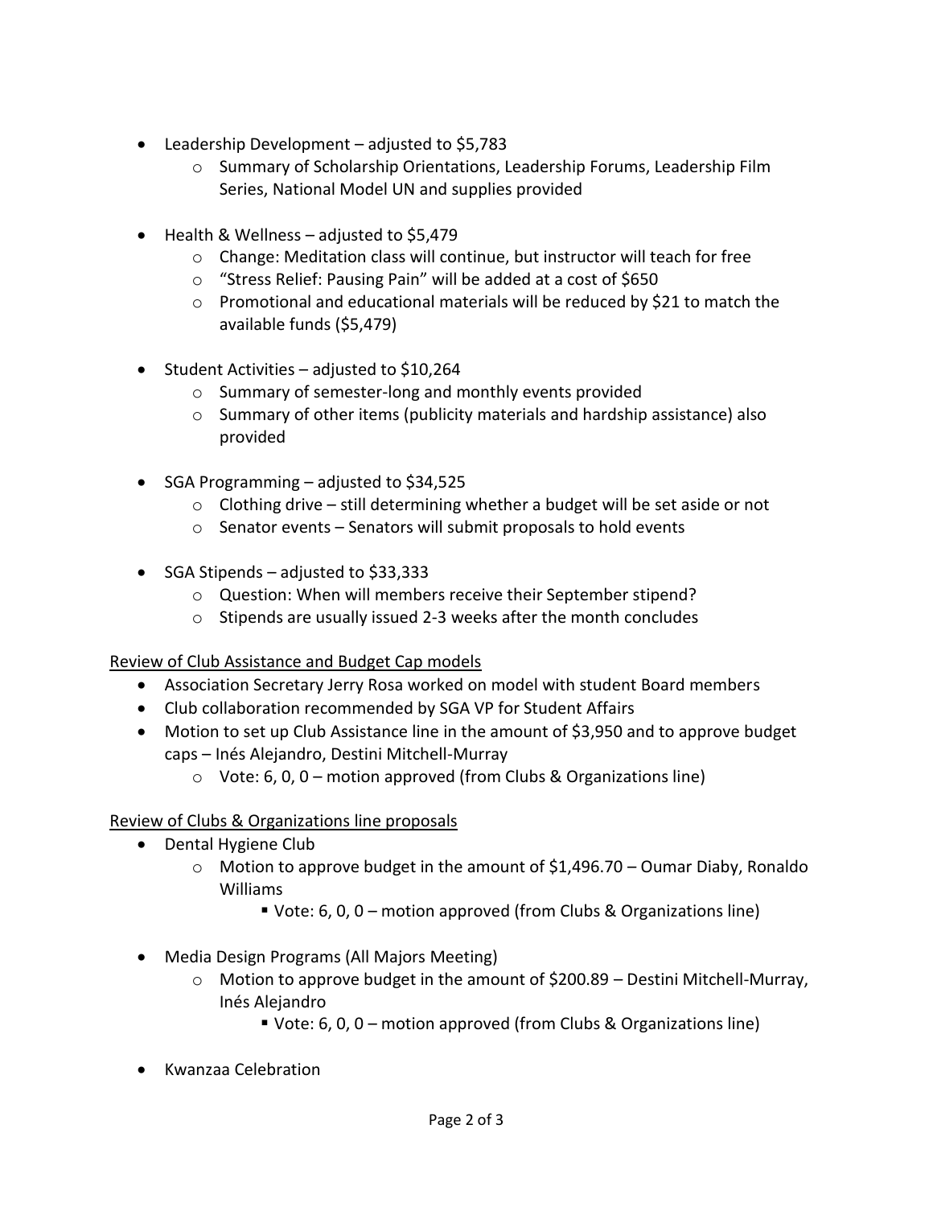- Leadership Development – adjusted to $5,783
    - Summary of Scholarship Orientations, Leadership Forums, Leadership Film Series, National Model UN and supplies provided

- Health & Wellness – adjusted to $5,479
    - Change: Meditation class will continue, but instructor will teach for free
    - "Stress Relief: Pausing Pain" will be added at a cost of $650
    - Promotional and educational materials will be reduced by $21 to match the available funds ($5,479)

- Student Activities – adjusted to $10,264
    - Summary of semester-long and monthly events provided
    - Summary of other items (publicity materials and hardship assistance) also provided

- SGA Programming – adjusted to $34,525
    - Clothing drive – still determining whether a budget will be set aside or not
    - Senator events – Senators will submit proposals to hold events

- SGA Stipends – adjusted to $33,333
    - Question: When will members receive their September stipend?
    - Stipends are usually issued 2-3 weeks after the month concludes

<u>Review of Club Assistance and Budget Cap models</u>

- Association Secretary Jerry Rosa worked on model with student Board members
- Club collaboration recommended by SGA VP for Student Affairs
- Motion to set up Club Assistance line in the amount of $3,950 and to approve budget caps – Inés Alejandro, Destini Mitchell-Murray
    - Vote: 6, 0, 0 – motion approved (from Clubs & Organizations line)

<u>Review of Clubs & Organizations line proposals</u>

- Dental Hygiene Club
    - Motion to approve budget in the amount of $1,496.70 – Oumar Diaby, Ronaldo Williams
        - Vote: 6, 0, 0 – motion approved (from Clubs & Organizations line)

- Media Design Programs (All Majors Meeting)
    - Motion to approve budget in the amount of $200.89 – Destini Mitchell-Murray, Inés Alejandro
        - Vote: 6, 0, 0 – motion approved (from Clubs & Organizations line)

- Kwanzaa Celebration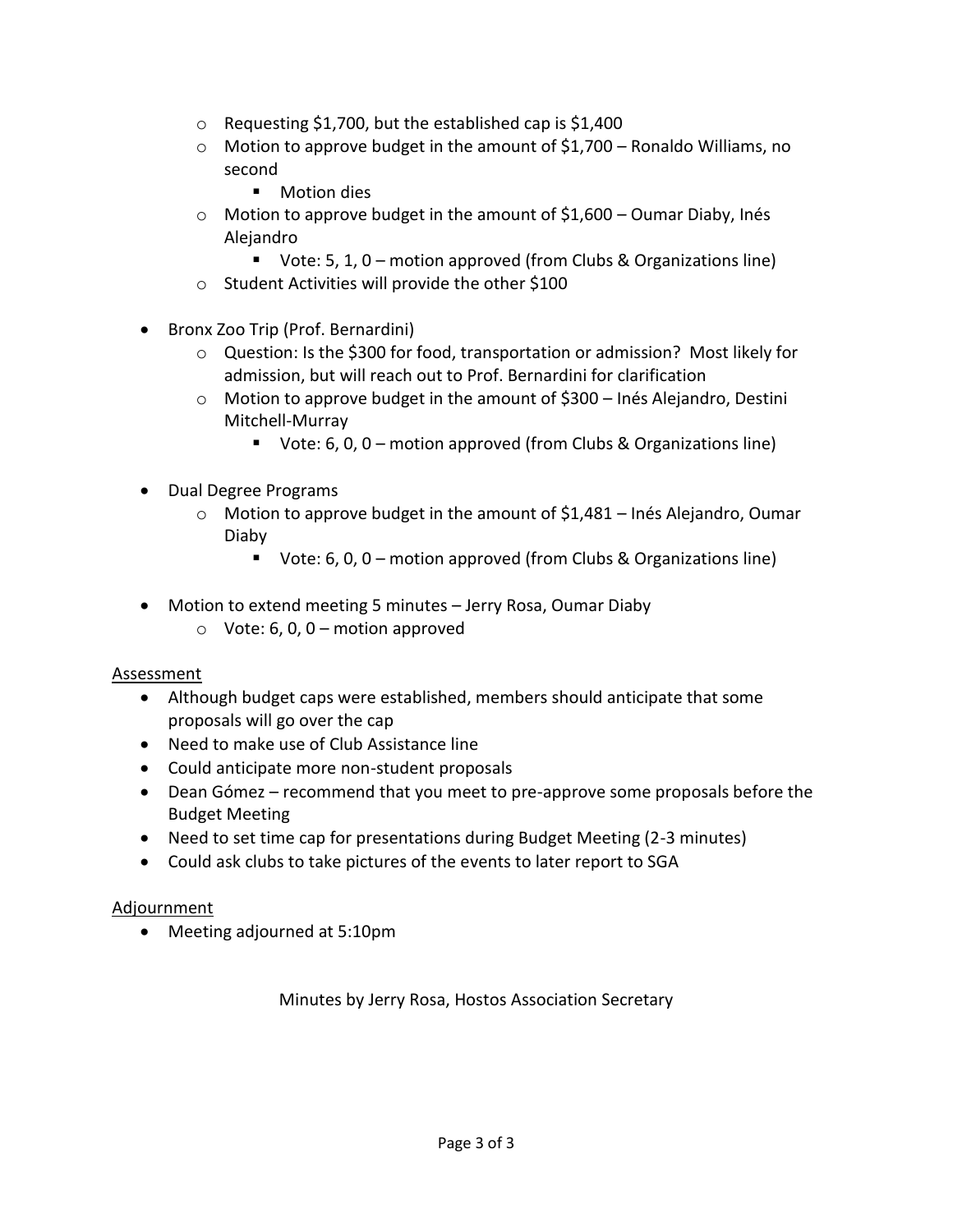- Requesting $1,700, but the established cap is $1,400
- Motion to approve budget in the amount of $1,700 – Ronaldo Williams, no second
  - Motion dies
- Motion to approve budget in the amount of $1,600 – Oumar Diaby, Inés Alejandro
  - Vote: 5, 1, 0 – motion approved (from Clubs & Organizations line)
- Student Activities will provide the other $100

- Bronx Zoo Trip (Prof. Bernardini)
  - Question: Is the $300 for food, transportation or admission? Most likely for admission, but will reach out to Prof. Bernardini for clarification
  - Motion to approve budget in the amount of $300 – Inés Alejandro, Destini Mitchell-Murray
    - Vote: 6, 0, 0 – motion approved (from Clubs & Organizations line)

- Dual Degree Programs
  - Motion to approve budget in the amount of $1,481 – Inés Alejandro, Oumar Diaby
    - Vote: 6, 0, 0 – motion approved (from Clubs & Organizations line)

- Motion to extend meeting 5 minutes – Jerry Rosa, Oumar Diaby
  - Vote: 6, 0, 0 – motion approved

<u>Assessment</u>

- Although budget caps were established, members should anticipate that some proposals will go over the cap
- Need to make use of Club Assistance line
- Could anticipate more non-student proposals
- Dean Gómez – recommend that you meet to pre-approve some proposals before the Budget Meeting
- Need to set time cap for presentations during Budget Meeting (2-3 minutes)
- Could ask clubs to take pictures of the events to later report to SGA

<u>Adjournment</u>

- Meeting adjourned at 5:10pm

Minutes by Jerry Rosa, Hostos Association Secretary